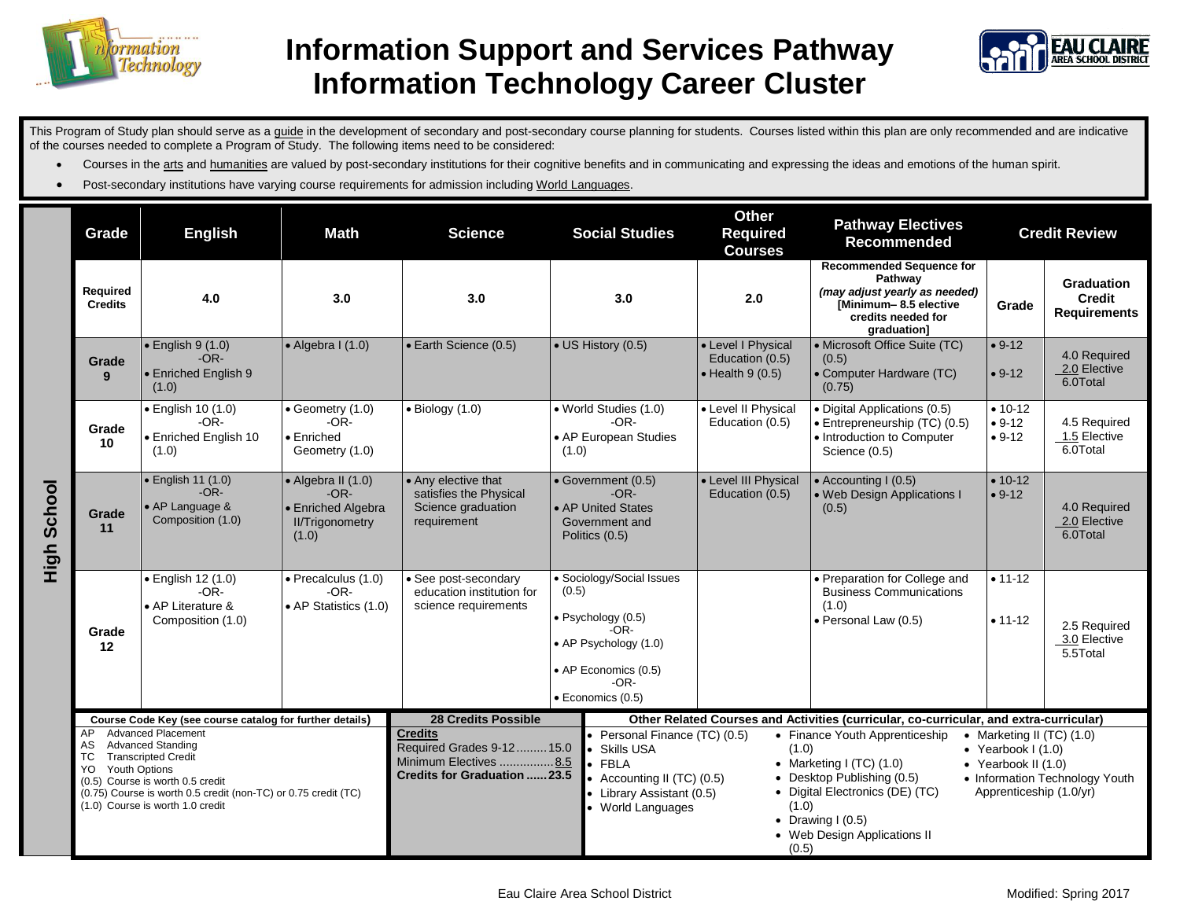# Information Support and Services Pathway
# Information Technology Career Cluster

This Program of Study plan should serve as a guide in the development of secondary and post-secondary course planning for students. Courses listed within this plan are only recommended and are indicative of the courses needed to complete a Program of Study. The following items need to be considered:

- Courses in the arts and humanities are valued by post-secondary institutions for their cognitive benefits and in communicating and expressing the ideas and emotions of the human spirit.
- Post-secondary institutions have varying course requirements for admission including World Languages.

## High School

| Grade | English | Math | Science | Social Studies | Other Required Courses | Pathway Electives Recommended | Credit Review | |
|---|---|---|---|---|---|---|---|---|
| Required Credits | 4.0 | 3.0 | 3.0 | 3.0 | 2.0 | **Recommended Sequence for Pathway** *(may adjust yearly as needed)* **[Minimum– 8.5 elective credits needed for graduation]** | **Grade** | **Graduation Credit Requirements** |
| Grade 9 | • English 9 (1.0) -OR- • Enriched English 9 (1.0) | • Algebra I (1.0) | • Earth Science (0.5) | • US History (0.5) | • Level I Physical Education (0.5) • Health 9 (0.5) | • Microsoft Office Suite (TC) (0.5) • Computer Hardware (TC) (0.75) | • 9-12 • 9-12 | 4.0 Required 2.0 Elective 6.0Total |
| Grade 10 | • English 10 (1.0) -OR- • Enriched English 10 (1.0) | • Geometry (1.0) -OR- • Enriched Geometry (1.0) | • Biology (1.0) | • World Studies (1.0) -OR- • AP European Studies (1.0) | • Level II Physical Education (0.5) | • Digital Applications (0.5) • Entrepreneurship (TC) (0.5) • Introduction to Computer Science (0.5) | • 10-12 • 9-12 • 9-12 | 4.5 Required 1.5 Elective 6.0Total |
| Grade 11 | • English 11 (1.0) -OR- • AP Language & Composition (1.0) | • Algebra II (1.0) -OR- • Enriched Algebra II/Trigonometry (1.0) | • Any elective that satisfies the Physical Science graduation requirement | • Government (0.5) -OR- • AP United States Government and Politics (0.5) | • Level III Physical Education (0.5) | • Accounting I (0.5) • Web Design Applications I (0.5) | • 10-12 • 9-12 | 4.0 Required 2.0 Elective 6.0Total |
| Grade 12 | • English 12 (1.0) -OR- • AP Literature & Composition (1.0) | • Precalculus (1.0) -OR- • AP Statistics (1.0) | • See post-secondary education institution for science requirements | • Sociology/Social Issues (0.5) • Psychology (0.5) -OR- • AP Psychology (1.0) • AP Economics (0.5) -OR- • Economics (0.5) | | • Preparation for College and Business Communications (1.0) • Personal Law (0.5) | • 11-12 • 11-12 | 2.5 Required 3.0 Elective 5.5Total |

**Course Code Key (see course catalog for further details)**

- AP Advanced Placement
- AS Advanced Standing
- TC Transcripted Credit
- YO Youth Options
- (0.5) Course is worth 0.5 credit
- (0.75) Course is worth 0.5 credit (non-TC) or 0.75 credit (TC)
- (1.0) Course is worth 1.0 credit

**28 Credits Possible**

**Credits**
Required Grades 9-12 ......... 15.0
Minimum Electives ............... 8.5
**Credits for Graduation ...... 23.5**

**Other Related Courses and Activities (curricular, co-curricular, and extra-curricular)**

- Personal Finance (TC) (0.5)
- Skills USA
- FBLA
- Accounting II (TC) (0.5)
- Library Assistant (0.5)
- World Languages
- Finance Youth Apprenticeship (1.0)
- Marketing I (TC) (1.0)
- Desktop Publishing (0.5)
- Digital Electronics (DE) (TC) (1.0)
- Drawing I (0.5)
- Web Design Applications II (0.5)
- Marketing II (TC) (1.0)
- Yearbook I (1.0)
- Yearbook II (1.0)
- Information Technology Youth Apprenticeship (1.0/yr)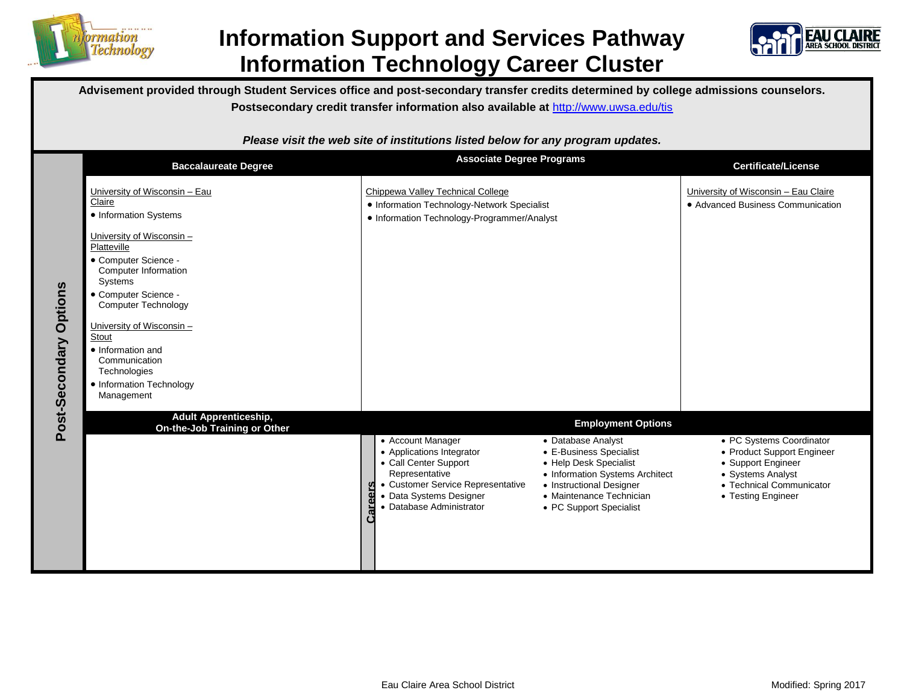# Information Support and Services Pathway
# Information Technology Career Cluster

**Advisement provided through Student Services office and post-secondary transfer credits determined by college admissions counselors.**

**Postsecondary credit transfer information also available at http://www.uwsa.edu/tis**

***Please visit the web site of institutions listed below for any program updates.***

## Post-Secondary Options

| Baccalaureate Degree | Associate Degree Programs | Certificate/License |
|---|---|---|
| University of Wisconsin – Eau Claire<br>• Information Systems<br><br>University of Wisconsin – Platteville<br>• Computer Science - Computer Information Systems<br>• Computer Science - Computer Technology<br><br>University of Wisconsin – Stout<br>• Information and Communication Technologies<br>• Information Technology Management | Chippewa Valley Technical College<br>• Information Technology-Network Specialist<br>• Information Technology-Programmer/Analyst | University of Wisconsin – Eau Claire<br>• Advanced Business Communication |

| Adult Apprenticeship, On-the-Job Training or Other | Employment Options | | |
|---|---|---|---|
| | • Account Manager<br>• Applications Integrator<br>• Call Center Support Representative<br>• Customer Service Representative<br>• Data Systems Designer<br>• Database Administrator | • Database Analyst<br>• E-Business Specialist<br>• Help Desk Specialist<br>• Information Systems Architect<br>• Instructional Designer<br>• Maintenance Technician<br>• PC Support Specialist | • PC Systems Coordinator<br>• Product Support Engineer<br>• Support Engineer<br>• Systems Analyst<br>• Technical Communicator<br>• Testing Engineer |

Eau Claire Area School District

Modified: Spring 2017